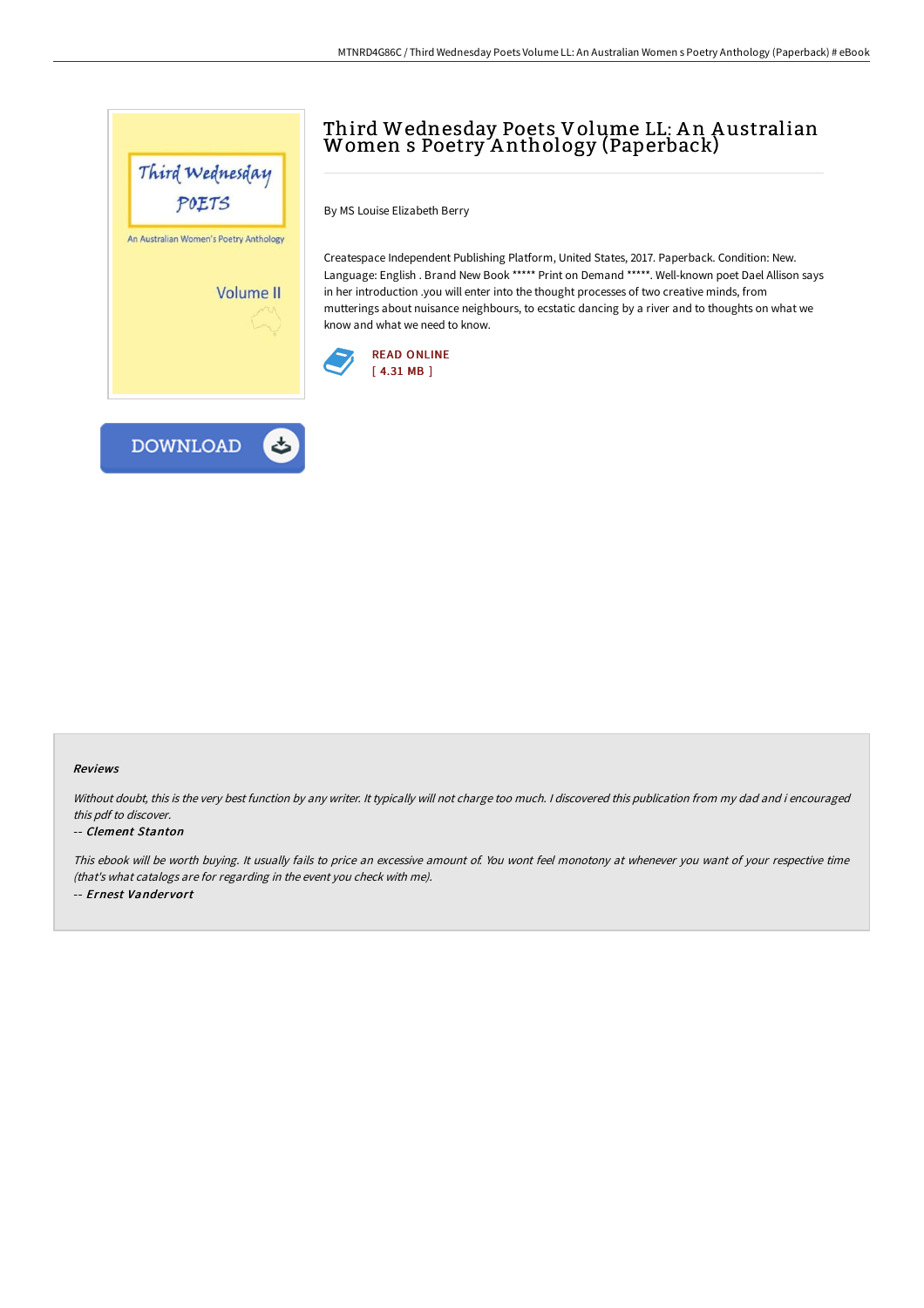# Third Wednesday Poets Volume LL: An Australian Women s Poetry Anthology (Paperback)

By MS Louise Elizabeth Berry

Createspace Independent Publishing Platform, United States, 2017. Paperback. Condition: New. Language: English . Brand New Book ***** Print on Demand *****. Well-known poet Dael Allison says in her introduction .you will enter into the thought processes of two creative minds, from mutterings about nuisance neighbours, to ecstatic dancing by a river and to thoughts on what we know and what we need to know.

READ ONLINE
[ 4.31 MB ]

DOWNLOAD

### Reviews

*Without doubt, this is the very best function by any writer. It typically will not charge too much. I discovered this publication from my dad and i encouraged this pdf to discover.*

-- ***Clement Stanton***

*This ebook will be worth buying. It usually fails to price an excessive amount of. You wont feel monotony at whenever you want of your respective time (that's what catalogs are for regarding in the event you check with me).*

-- ***Ernest Vandervort***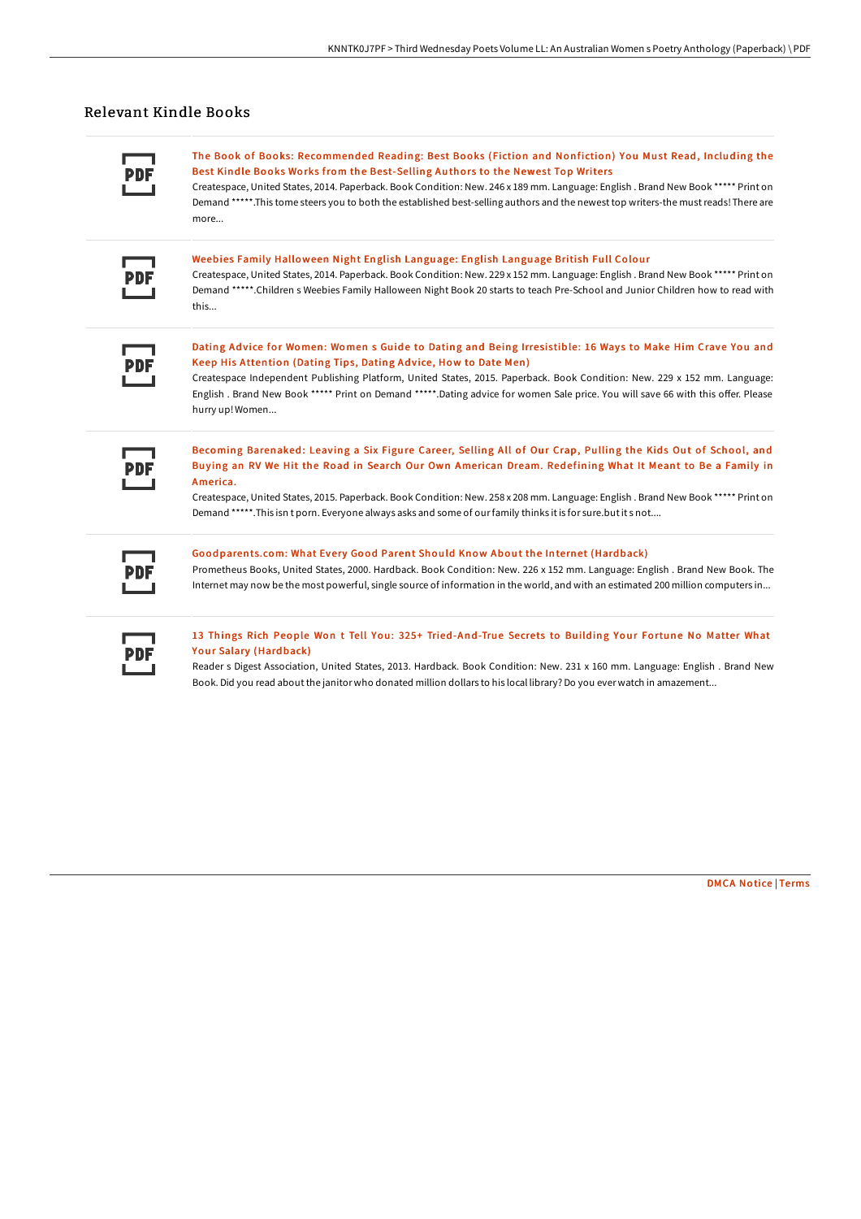## Relevant Kindle Books

PDF

**The Book of Books: Recommended Reading: Best Books (Fiction and Nonfiction) You Must Read, Including the Best Kindle Books Works from the Best-Selling Authors to the Newest Top Writers**

Createspace, United States, 2014. Paperback. Book Condition: New. 246 x 189 mm. Language: English . Brand New Book ***** Print on Demand *****.This tome steers you to both the established best-selling authors and the newest top writers-the must reads! There are more...

PDF

**Weebies Family Halloween Night English Language: English Language British Full Colour**

Createspace, United States, 2014. Paperback. Book Condition: New. 229 x 152 mm. Language: English . Brand New Book ***** Print on Demand *****.Children s Weebies Family Halloween Night Book 20 starts to teach Pre-School and Junior Children how to read with this...

PDF

**Dating Advice for Women: Women s Guide to Dating and Being Irresistible: 16 Ways to Make Him Crave You and Keep His Attention (Dating Tips, Dating Advice, How to Date Men)**

Createspace Independent Publishing Platform, United States, 2015. Paperback. Book Condition: New. 229 x 152 mm. Language: English . Brand New Book ***** Print on Demand *****.Dating advice for women Sale price. You will save 66 with this offer. Please hurry up! Women...

PDF

**Becoming Barenaked: Leaving a Six Figure Career, Selling All of Our Crap, Pulling the Kids Out of School, and Buying an RV We Hit the Road in Search Our Own American Dream. Redefining What It Meant to Be a Family in America.**

Createspace, United States, 2015. Paperback. Book Condition: New. 258 x 208 mm. Language: English . Brand New Book ***** Print on Demand *****.This isn t porn. Everyone always asks and some of our family thinks it is for sure.but it s not....

PDF

**Goodparents.com: What Every Good Parent Should Know About the Internet (Hardback)**

Prometheus Books, United States, 2000. Hardback. Book Condition: New. 226 x 152 mm. Language: English . Brand New Book. The Internet may now be the most powerful, single source of information in the world, and with an estimated 200 million computers in...

PDF

**13 Things Rich People Won t Tell You: 325+ Tried-And-True Secrets to Building Your Fortune No Matter What Your Salary (Hardback)**

Reader s Digest Association, United States, 2013. Hardback. Book Condition: New. 231 x 160 mm. Language: English . Brand New Book. Did you read about the janitor who donated million dollars to his local library? Do you ever watch in amazement...